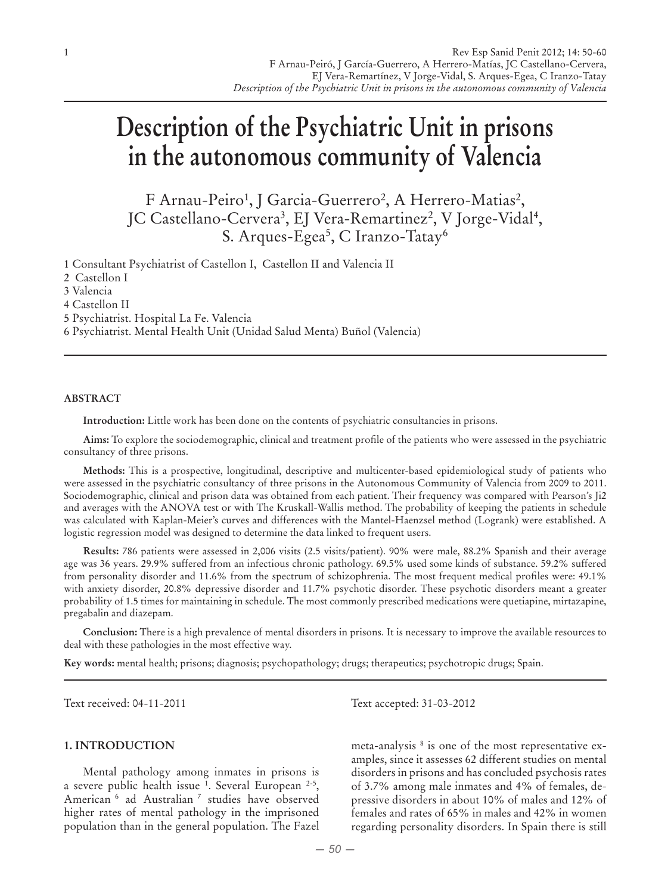# Description of the Psychiatric Unit in prisons in the autonomous community of Valencia

F Arnau-Peiro[1], J Garcia-Guerrero[2], A Herrero-Matias[2], JC Castellano-Cervera[3], EJ Vera-Remartinez[2], V Jorge-Vidal[4], S. Arques-Egea[5], C Iranzo-Tatay[6]

1 Consultant Psychiatrist of Castellon I, Castellon II and Valencia II
2 Castellon I
3 Valencia
4 Castellon II
5 Psychiatrist. Hospital La Fe. Valencia
6 Psychiatrist. Mental Health Unit (Unidad Salud Menta) Buñol (Valencia)

## ABSTRACT

**Introduction:** Little work has been done on the contents of psychiatric consultancies in prisons.

**Aims:** To explore the sociodemographic, clinical and treatment profile of the patients who were assessed in the psychiatric consultancy of three prisons.

**Methods:** This is a prospective, longitudinal, descriptive and multicenter-based epidemiological study of patients who were assessed in the psychiatric consultancy of three prisons in the Autonomous Community of Valencia from 2009 to 2011. Sociodemographic, clinical and prison data was obtained from each patient. Their frequency was compared with Pearson's Ji2 and averages with the ANOVA test or with The Kruskall-Wallis method. The probability of keeping the patients in schedule was calculated with Kaplan-Meier's curves and differences with the Mantel-Haenzsel method (Logrank) were established. A logistic regression model was designed to determine the data linked to frequent users.

**Results:** 786 patients were assessed in 2,006 visits (2.5 visits/patient). 90% were male, 88.2% Spanish and their average age was 36 years. 29.9% suffered from an infectious chronic pathology. 69.5% used some kinds of substance. 59.2% suffered from personality disorder and 11.6% from the spectrum of schizophrenia. The most frequent medical profiles were: 49.1% with anxiety disorder, 20.8% depressive disorder and 11.7% psychotic disorder. These psychotic disorders meant a greater probability of 1.5 times for maintaining in schedule. The most commonly prescribed medications were quetiapine, mirtazapine, pregabalin and diazepam.

**Conclusion:** There is a high prevalence of mental disorders in prisons. It is necessary to improve the available resources to deal with these pathologies in the most effective way.

**Key words:** mental health; prisons; diagnosis; psychopathology; drugs; therapeutics; psychotropic drugs; Spain.

Text received: 04-11-2011

Text accepted: 31-03-2012

## 1. INTRODUCTION

Mental pathology among inmates in prisons is a severe public health issue [1]. Several European [2-5], American [6] ad Australian [7] studies have observed higher rates of mental pathology in the imprisoned population than in the general population. The Fazel meta-analysis [8] is one of the most representative examples, since it assesses 62 different studies on mental disorders in prisons and has concluded psychosis rates of 3.7% among male inmates and 4% of females, depressive disorders in about 10% of males and 12% of females and rates of 65% in males and 42% in women regarding personality disorders. In Spain there is still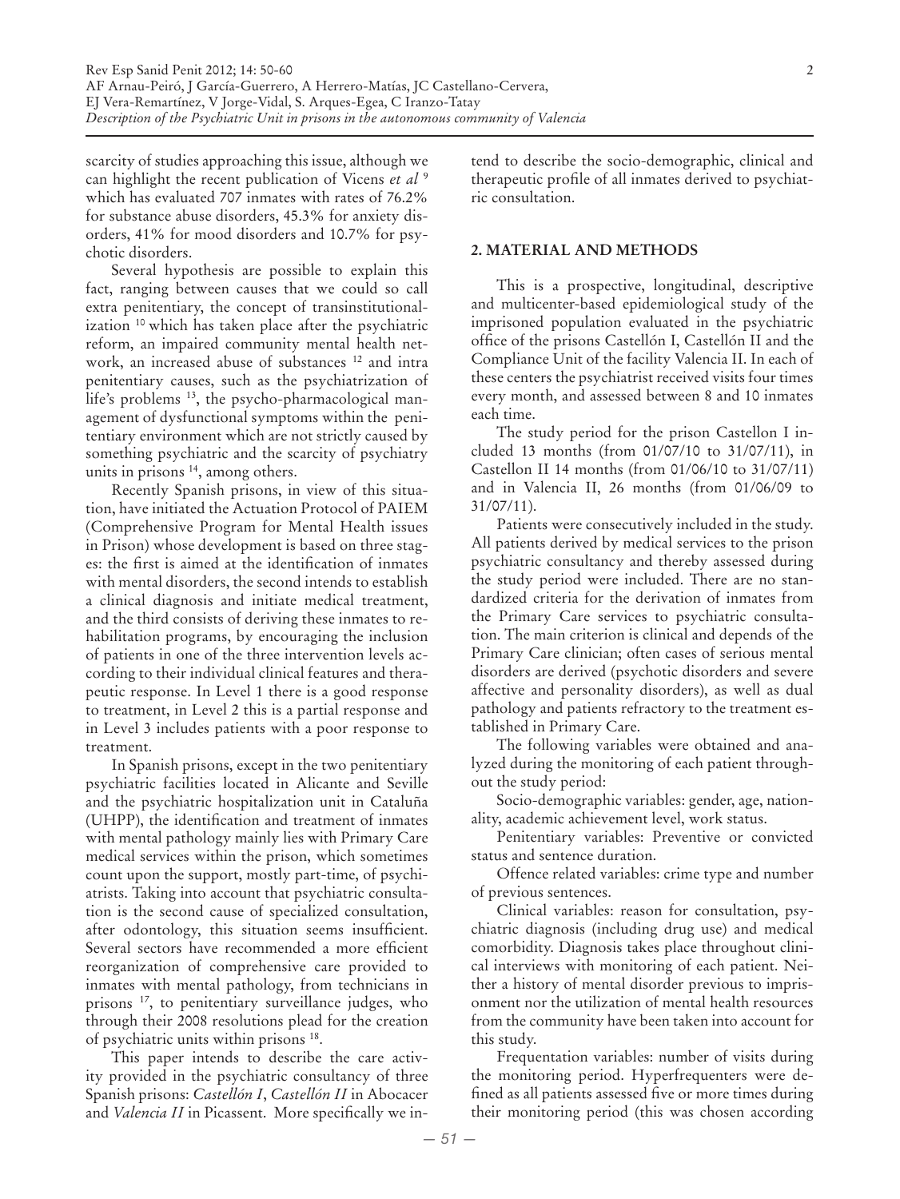scarcity of studies approaching this issue, although we can highlight the recent publication of Vicens *et al* [9] which has evaluated 707 inmates with rates of 76.2% for substance abuse disorders, 45.3% for anxiety disorders, 41% for mood disorders and 10.7% for psychotic disorders.

Several hypothesis are possible to explain this fact, ranging between causes that we could so call extra penitentiary, the concept of transinstitutionalization [10] which has taken place after the psychiatric reform, an impaired community mental health network, an increased abuse of substances [12] and intra penitentiary causes, such as the psychiatrization of life's problems [13], the psycho-pharmacological management of dysfunctional symptoms within the penitentiary environment which are not strictly caused by something psychiatric and the scarcity of psychiatry units in prisons [14], among others.

Recently Spanish prisons, in view of this situation, have initiated the Actuation Protocol of PAIEM (Comprehensive Program for Mental Health issues in Prison) whose development is based on three stages: the first is aimed at the identification of inmates with mental disorders, the second intends to establish a clinical diagnosis and initiate medical treatment, and the third consists of deriving these inmates to rehabilitation programs, by encouraging the inclusion of patients in one of the three intervention levels according to their individual clinical features and therapeutic response. In Level 1 there is a good response to treatment, in Level 2 this is a partial response and in Level 3 includes patients with a poor response to treatment.

In Spanish prisons, except in the two penitentiary psychiatric facilities located in Alicante and Seville and the psychiatric hospitalization unit in Cataluña (UHPP), the identification and treatment of inmates with mental pathology mainly lies with Primary Care medical services within the prison, which sometimes count upon the support, mostly part-time, of psychiatrists. Taking into account that psychiatric consultation is the second cause of specialized consultation, after odontology, this situation seems insufficient. Several sectors have recommended a more efficient reorganization of comprehensive care provided to inmates with mental pathology, from technicians in prisons [17], to penitentiary surveillance judges, who through their 2008 resolutions plead for the creation of psychiatric units within prisons [18].

This paper intends to describe the care activity provided in the psychiatric consultancy of three Spanish prisons: *Castellón I*, *Castellón II* in Abocacer and *Valencia II* in Picassent. More specifically we intend to describe the socio-demographic, clinical and therapeutic profile of all inmates derived to psychiatric consultation.

## 2. MATERIAL AND METHODS

This is a prospective, longitudinal, descriptive and multicenter-based epidemiological study of the imprisoned population evaluated in the psychiatric office of the prisons Castellón I, Castellón II and the Compliance Unit of the facility Valencia II. In each of these centers the psychiatrist received visits four times every month, and assessed between 8 and 10 inmates each time.

The study period for the prison Castellon I included 13 months (from 01/07/10 to 31/07/11), in Castellon II 14 months (from 01/06/10 to 31/07/11) and in Valencia II, 26 months (from 01/06/09 to 31/07/11).

Patients were consecutively included in the study. All patients derived by medical services to the prison psychiatric consultancy and thereby assessed during the study period were included. There are no standardized criteria for the derivation of inmates from the Primary Care services to psychiatric consultation. The main criterion is clinical and depends of the Primary Care clinician; often cases of serious mental disorders are derived (psychotic disorders and severe affective and personality disorders), as well as dual pathology and patients refractory to the treatment established in Primary Care.

The following variables were obtained and analyzed during the monitoring of each patient throughout the study period:

Socio-demographic variables: gender, age, nationality, academic achievement level, work status.

Penitentiary variables: Preventive or convicted status and sentence duration.

Offence related variables: crime type and number of previous sentences.

Clinical variables: reason for consultation, psychiatric diagnosis (including drug use) and medical comorbidity. Diagnosis takes place throughout clinical interviews with monitoring of each patient. Neither a history of mental disorder previous to imprisonment nor the utilization of mental health resources from the community have been taken into account for this study.

Frequentation variables: number of visits during the monitoring period. Hyperfrequenters were defined as all patients assessed five or more times during their monitoring period (this was chosen according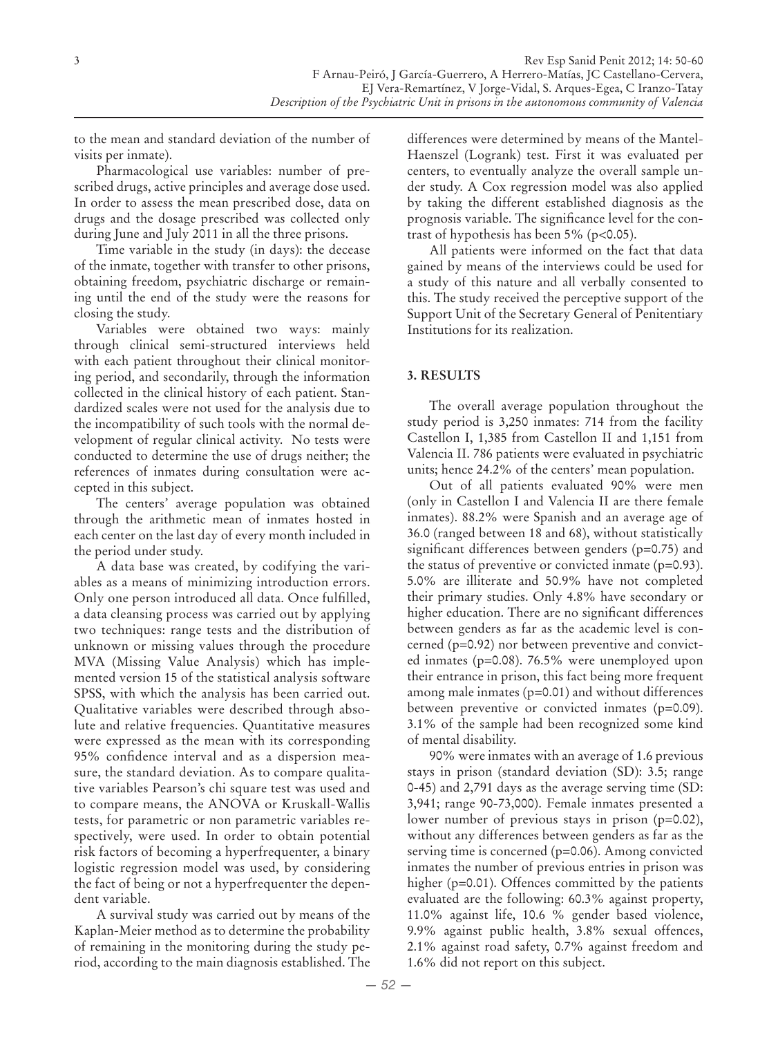to the mean and standard deviation of the number of visits per inmate).

Pharmacological use variables: number of prescribed drugs, active principles and average dose used. In order to assess the mean prescribed dose, data on drugs and the dosage prescribed was collected only during June and July 2011 in all the three prisons.

Time variable in the study (in days): the decease of the inmate, together with transfer to other prisons, obtaining freedom, psychiatric discharge or remaining until the end of the study were the reasons for closing the study.

Variables were obtained two ways: mainly through clinical semi-structured interviews held with each patient throughout their clinical monitoring period, and secondarily, through the information collected in the clinical history of each patient. Standardized scales were not used for the analysis due to the incompatibility of such tools with the normal development of regular clinical activity. No tests were conducted to determine the use of drugs neither; the references of inmates during consultation were accepted in this subject.

The centers' average population was obtained through the arithmetic mean of inmates hosted in each center on the last day of every month included in the period under study.

A data base was created, by codifying the variables as a means of minimizing introduction errors. Only one person introduced all data. Once fulfilled, a data cleansing process was carried out by applying two techniques: range tests and the distribution of unknown or missing values through the procedure MVA (Missing Value Analysis) which has implemented version 15 of the statistical analysis software SPSS, with which the analysis has been carried out. Qualitative variables were described through absolute and relative frequencies. Quantitative measures were expressed as the mean with its corresponding 95% confidence interval and as a dispersion measure, the standard deviation. As to compare qualitative variables Pearson's chi square test was used and to compare means, the ANOVA or Kruskall-Wallis tests, for parametric or non parametric variables respectively, were used. In order to obtain potential risk factors of becoming a hyperfrequenter, a binary logistic regression model was used, by considering the fact of being or not a hyperfrequenter the dependent variable.

A survival study was carried out by means of the Kaplan-Meier method as to determine the probability of remaining in the monitoring during the study period, according to the main diagnosis established. The differences were determined by means of the Mantel-Haenszel (Logrank) test. First it was evaluated per centers, to eventually analyze the overall sample under study. A Cox regression model was also applied by taking the different established diagnosis as the prognosis variable. The significance level for the contrast of hypothesis has been 5% ($p<0.05$).

All patients were informed on the fact that data gained by means of the interviews could be used for a study of this nature and all verbally consented to this. The study received the perceptive support of the Support Unit of the Secretary General of Penitentiary Institutions for its realization.

## 3. RESULTS

The overall average population throughout the study period is 3,250 inmates: 714 from the facility Castellon I, 1,385 from Castellon II and 1,151 from Valencia II. 786 patients were evaluated in psychiatric units; hence 24.2% of the centers' mean population.

Out of all patients evaluated 90% were men (only in Castellon I and Valencia II are there female inmates). 88.2% were Spanish and an average age of 36.0 (ranged between 18 and 68), without statistically significant differences between genders ($p=0.75$) and the status of preventive or convicted inmate ($p=0.93$). 5.0% are illiterate and 50.9% have not completed their primary studies. Only 4.8% have secondary or higher education. There are no significant differences between genders as far as the academic level is concerned ($p=0.92$) nor between preventive and convicted inmates ($p=0.08$). 76.5% were unemployed upon their entrance in prison, this fact being more frequent among male inmates ($p=0.01$) and without differences between preventive or convicted inmates ($p=0.09$). 3.1% of the sample had been recognized some kind of mental disability.

90% were inmates with an average of 1.6 previous stays in prison (standard deviation (SD): 3.5; range 0-45) and 2,791 days as the average serving time (SD: 3,941; range 90-73,000). Female inmates presented a lower number of previous stays in prison ($p=0.02$), without any differences between genders as far as the serving time is concerned ($p=0.06$). Among convicted inmates the number of previous entries in prison was higher ($p=0.01$). Offences committed by the patients evaluated are the following: 60.3% against property, 11.0% against life, 10.6 % gender based violence, 9.9% against public health, 3.8% sexual offences, 2.1% against road safety, 0.7% against freedom and 1.6% did not report on this subject.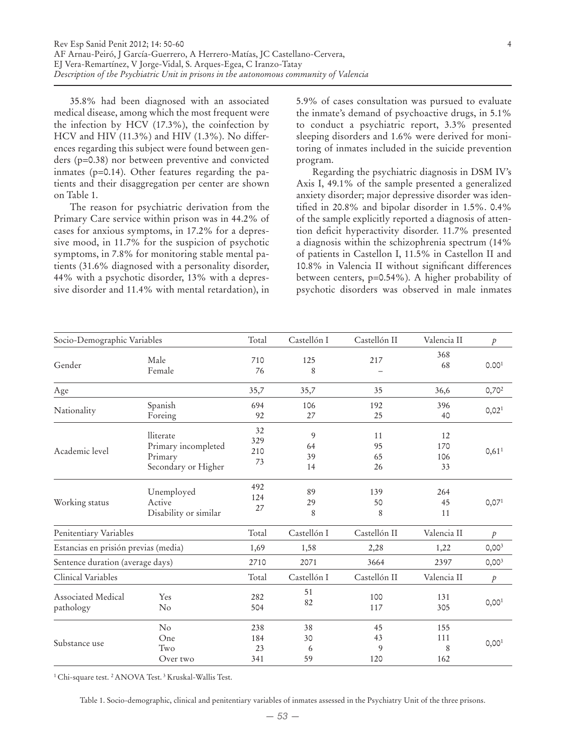35.8% had been diagnosed with an associated medical disease, among which the most frequent were the infection by HCV (17.3%), the coinfection by HCV and HIV (11.3%) and HIV (1.3%). No differences regarding this subject were found between genders (p=0.38) nor between preventive and convicted inmates (p=0.14). Other features regarding the patients and their disaggregation per center are shown on Table 1.

The reason for psychiatric derivation from the Primary Care service within prison was in 44.2% of cases for anxious symptoms, in 17.2% for a depressive mood, in 11.7% for the suspicion of psychotic symptoms, in 7.8% for monitoring stable mental patients (31.6% diagnosed with a personality disorder, 44% with a psychotic disorder, 13% with a depressive disorder and 11.4% with mental retardation), in 5.9% of cases consultation was pursued to evaluate the inmate's demand of psychoactive drugs, in 5.1% to conduct a psychiatric report, 3.3% presented sleeping disorders and 1.6% were derived for monitoring of inmates included in the suicide prevention program.

Regarding the psychiatric diagnosis in DSM IV's Axis I, 49.1% of the sample presented a generalized anxiety disorder; major depressive disorder was identified in 20.8% and bipolar disorder in 1.5%. 0.4% of the sample explicitly reported a diagnosis of attention deficit hyperactivity disorder. 11.7% presented a diagnosis within the schizophrenia spectrum (14% of patients in Castellon I, 11.5% in Castellon II and 10.8% in Valencia II without significant differences between centers, p=0.54%). A higher probability of psychotic disorders was observed in male inmates

| Socio-Demographic Variables | | Total | Castellón I | Castellón II | Valencia II | $p$ |
|---|---|---|---|---|---|---|
| Gender | Male | 710 | 125 | 217 | 368 | 0.00[1] |
| | Female | 76 | 8 | – | 68 | |
| Age | | 35,7 | 35,7 | 35 | 36,6 | 0,70[2] |
| Nationality | Spanish | 694 | 106 | 192 | 396 | 0,02[1] |
| | Foreing | 92 | 27 | 25 | 40 | |
| Academic level | lliterate | 32 | 9 | 11 | 12 | 0,61[1] |
| | Primary incompleted | 329 | 64 | 95 | 170 | |
| | Primary | 210 | 39 | 65 | 106 | |
| | Secondary or Higher | 73 | 14 | 26 | 33 | |
| Working status | Unemployed | 492 | 89 | 139 | 264 | 0,07[1] |
| | Active | 124 | 29 | 50 | 45 | |
| | Disability or similar | 27 | 8 | 8 | 11 | |
| **Penitentiary Variables** | | **Total** | **Castellón I** | **Castellón II** | **Valencia II** | $p$ |
| Estancias en prisión previas (media) | | 1,69 | 1,58 | 2,28 | 1,22 | 0,00[3] |
| Sentence duration (average days) | | 2710 | 2071 | 3664 | 2397 | 0,00[3] |
| **Clinical Variables** | | **Total** | **Castellón I** | **Castellón II** | **Valencia II** | $p$ |
| Associated Medical pathology | Yes | 282 | 51 | 100 | 131 | 0,00[1] |
| | No | 504 | 82 | 117 | 305 | |
| Substance use | No | 238 | 38 | 45 | 155 | 0,00[1] |
| | One | 184 | 30 | 43 | 111 | |
| | Two | 23 | 6 | 9 | 8 | |
| | Over two | 341 | 59 | 120 | 162 | |

[1] Chi-square test. [2] ANOVA Test. [3] Kruskal-Wallis Test.

Table 1. Socio-demographic, clinical and penitentiary variables of inmates assessed in the Psychiatry Unit of the three prisons.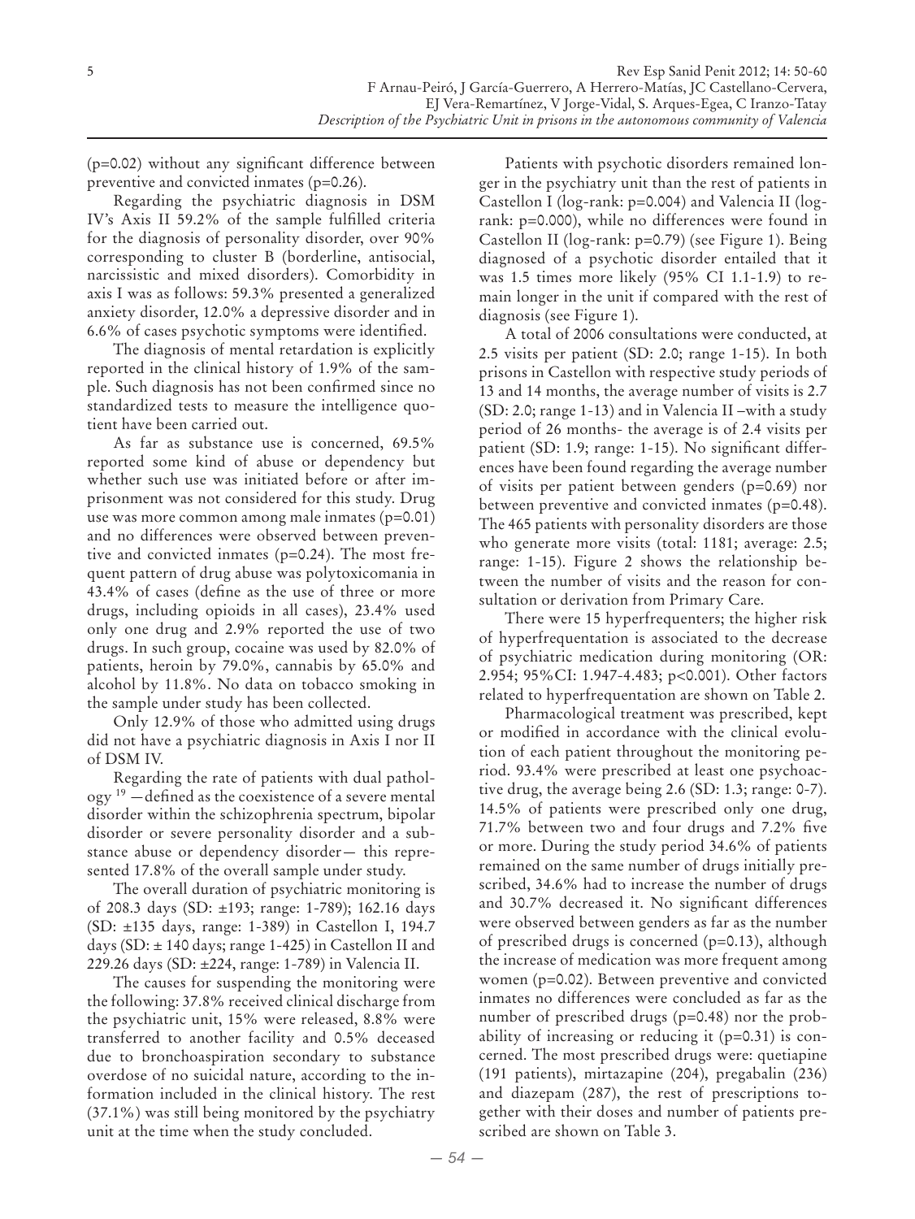(p=0.02) without any significant difference between preventive and convicted inmates (p=0.26).

Regarding the psychiatric diagnosis in DSM IV's Axis II 59.2% of the sample fulfilled criteria for the diagnosis of personality disorder, over 90% corresponding to cluster B (borderline, antisocial, narcissistic and mixed disorders). Comorbidity in axis I was as follows: 59.3% presented a generalized anxiety disorder, 12.0% a depressive disorder and in 6.6% of cases psychotic symptoms were identified.

The diagnosis of mental retardation is explicitly reported in the clinical history of 1.9% of the sample. Such diagnosis has not been confirmed since no standardized tests to measure the intelligence quotient have been carried out.

As far as substance use is concerned, 69.5% reported some kind of abuse or dependency but whether such use was initiated before or after imprisonment was not considered for this study. Drug use was more common among male inmates (p=0.01) and no differences were observed between preventive and convicted inmates (p=0.24). The most frequent pattern of drug abuse was polytoxicomania in 43.4% of cases (define as the use of three or more drugs, including opioids in all cases), 23.4% used only one drug and 2.9% reported the use of two drugs. In such group, cocaine was used by 82.0% of patients, heroin by 79.0%, cannabis by 65.0% and alcohol by 11.8%. No data on tobacco smoking in the sample under study has been collected.

Only 12.9% of those who admitted using drugs did not have a psychiatric diagnosis in Axis I nor II of DSM IV.

Regarding the rate of patients with dual pathology [19] —defined as the coexistence of a severe mental disorder within the schizophrenia spectrum, bipolar disorder or severe personality disorder and a substance abuse or dependency disorder— this represented 17.8% of the overall sample under study.

The overall duration of psychiatric monitoring is of 208.3 days (SD: ±193; range: 1-789); 162.16 days (SD: ±135 days, range: 1-389) in Castellon I, 194.7 days (SD: ± 140 days; range 1-425) in Castellon II and 229.26 days (SD: ±224, range: 1-789) in Valencia II.

The causes for suspending the monitoring were the following: 37.8% received clinical discharge from the psychiatric unit, 15% were released, 8.8% were transferred to another facility and 0.5% deceased due to bronchoaspiration secondary to substance overdose of no suicidal nature, according to the information included in the clinical history. The rest (37.1%) was still being monitored by the psychiatry unit at the time when the study concluded.

Patients with psychotic disorders remained longer in the psychiatry unit than the rest of patients in Castellon I (log-rank: p=0.004) and Valencia II (log-rank: p=0.000), while no differences were found in Castellon II (log-rank: p=0.79) (see Figure 1). Being diagnosed of a psychotic disorder entailed that it was 1.5 times more likely (95% CI 1.1-1.9) to remain longer in the unit if compared with the rest of diagnosis (see Figure 1).

A total of 2006 consultations were conducted, at 2.5 visits per patient (SD: 2.0; range 1-15). In both prisons in Castellon with respective study periods of 13 and 14 months, the average number of visits is 2.7 (SD: 2.0; range 1-13) and in Valencia II –with a study period of 26 months- the average is of 2.4 visits per patient (SD: 1.9; range: 1-15). No significant differences have been found regarding the average number of visits per patient between genders (p=0.69) nor between preventive and convicted inmates (p=0.48). The 465 patients with personality disorders are those who generate more visits (total: 1181; average: 2.5; range: 1-15). Figure 2 shows the relationship between the number of visits and the reason for consultation or derivation from Primary Care.

There were 15 hyperfrequenters; the higher risk of hyperfrequentation is associated to the decrease of psychiatric medication during monitoring (OR: 2.954; 95%CI: 1.947-4.483; p<0.001). Other factors related to hyperfrequentation are shown on Table 2.

Pharmacological treatment was prescribed, kept or modified in accordance with the clinical evolution of each patient throughout the monitoring period. 93.4% were prescribed at least one psychoactive drug, the average being 2.6 (SD: 1.3; range: 0-7). 14.5% of patients were prescribed only one drug, 71.7% between two and four drugs and 7.2% five or more. During the study period 34.6% of patients remained on the same number of drugs initially prescribed, 34.6% had to increase the number of drugs and 30.7% decreased it. No significant differences were observed between genders as far as the number of prescribed drugs is concerned (p=0.13), although the increase of medication was more frequent among women (p=0.02). Between preventive and convicted inmates no differences were concluded as far as the number of prescribed drugs (p=0.48) nor the probability of increasing or reducing it (p=0.31) is concerned. The most prescribed drugs were: quetiapine (191 patients), mirtazapine (204), pregabalin (236) and diazepam (287), the rest of prescriptions together with their doses and number of patients prescribed are shown on Table 3.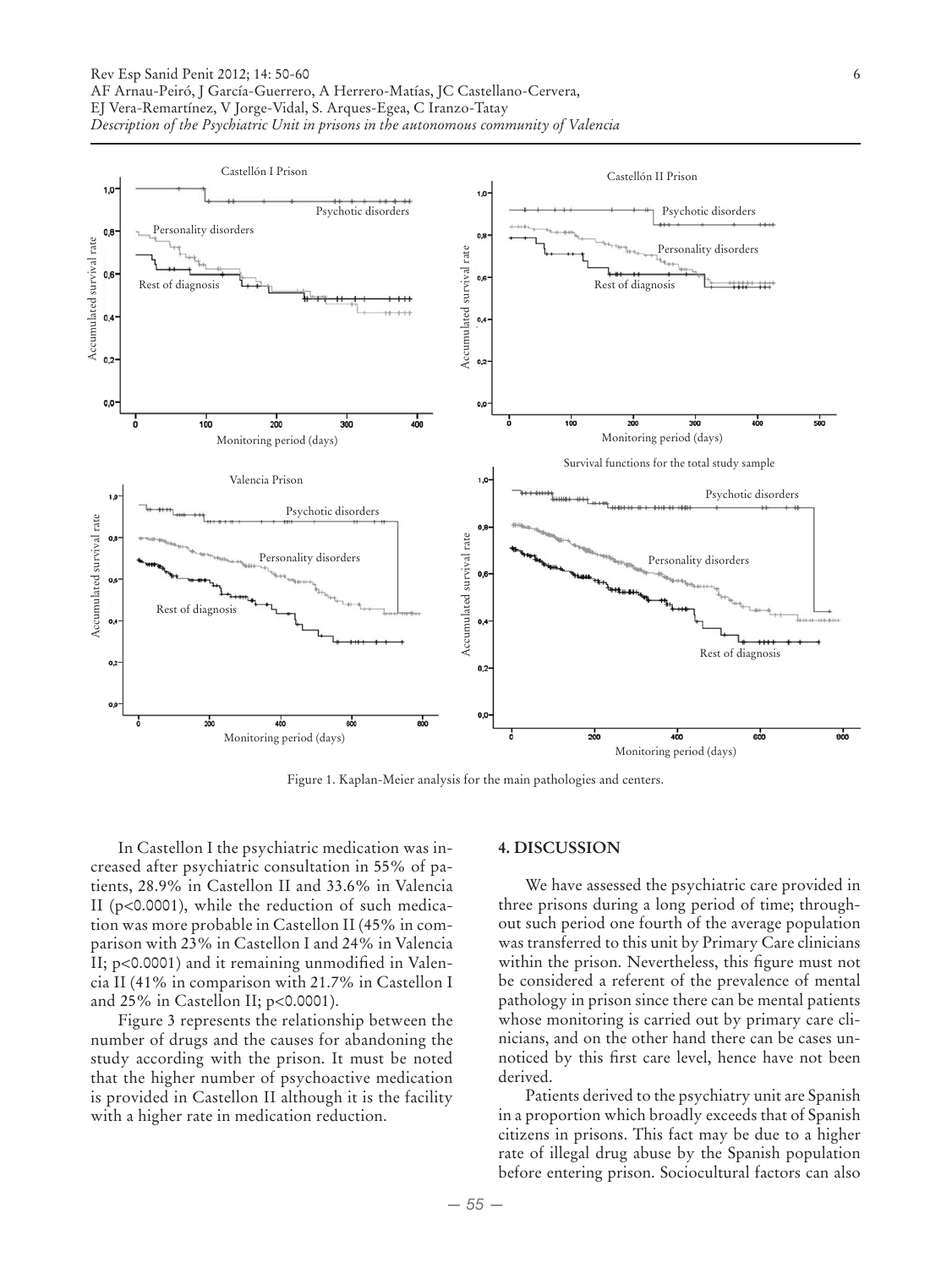Figure 1. Kaplan-Meier analysis for the main pathologies and centers.

In Castellon I the psychiatric medication was increased after psychiatric consultation in 55% of patients, 28.9% in Castellon II and 33.6% in Valencia II ($p<0.0001$), while the reduction of such medication was more probable in Castellon II (45% in comparison with 23% in Castellon I and 24% in Valencia II; $p<0.0001$) and it remaining unmodified in Valencia II (41% in comparison with 21.7% in Castellon I and 25% in Castellon II; $p<0.0001$).

Figure 3 represents the relationship between the number of drugs and the causes for abandoning the study according with the prison. It must be noted that the higher number of psychoactive medication is provided in Castellon II although it is the facility with a higher rate in medication reduction.

## 4. DISCUSSION

We have assessed the psychiatric care provided in three prisons during a long period of time; throughout such period one fourth of the average population was transferred to this unit by Primary Care clinicians within the prison. Nevertheless, this figure must not be considered a referent of the prevalence of mental pathology in prison since there can be mental patients whose monitoring is carried out by primary care clinicians, and on the other hand there can be cases unnoticed by this first care level, hence have not been derived.

Patients derived to the psychiatry unit are Spanish in a proportion which broadly exceeds that of Spanish citizens in prisons. This fact may be due to a higher rate of illegal drug abuse by the Spanish population before entering prison. Sociocultural factors can also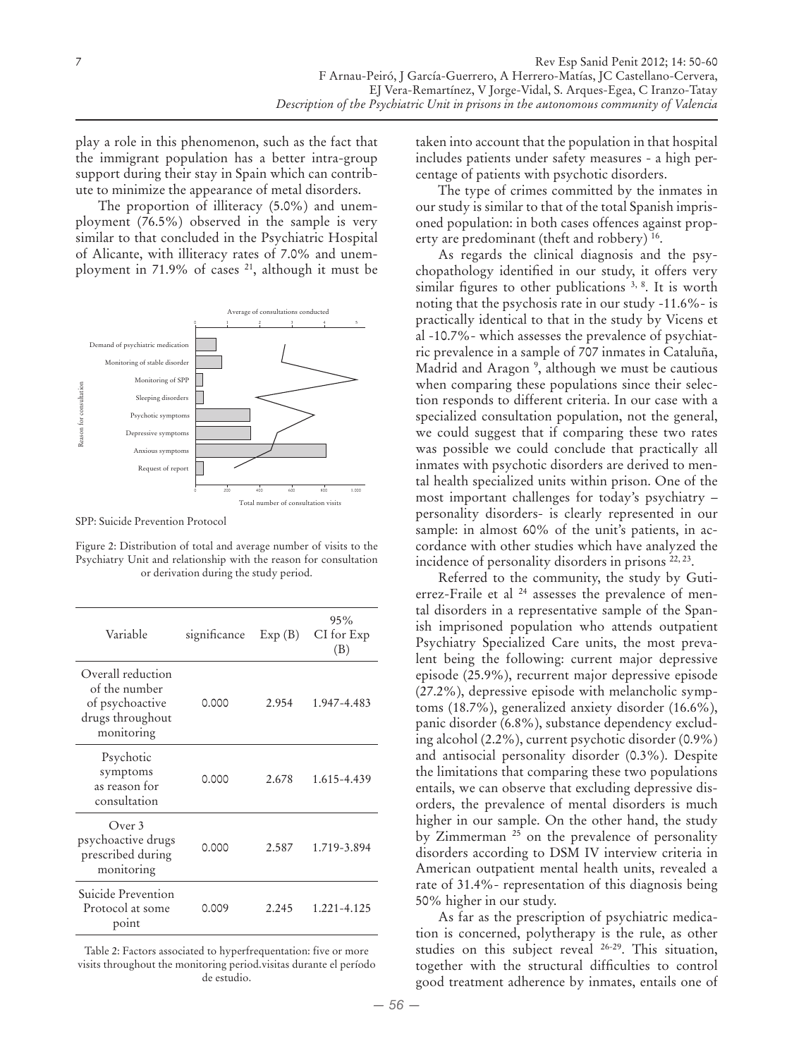play a role in this phenomenon, such as the fact that the immigrant population has a better intra-group support during their stay in Spain which can contribute to minimize the appearance of metal disorders.

The proportion of illiteracy (5.0%) and unemployment (76.5%) observed in the sample is very similar to that concluded in the Psychiatric Hospital of Alicante, with illiteracy rates of 7.0% and unemployment in 71.9% of cases [21], although it must be taken into account that the population in that hospital includes patients under safety measures - a high percentage of patients with psychotic disorders.

SPP: Suicide Prevention Protocol

Figure 2: Distribution of total and average number of visits to the Psychiatry Unit and relationship with the reason for consultation or derivation during the study period.

| Variable | significance | Exp (B) | 95% CI for Exp (B) |
|---|---|---|---|
| Overall reduction of the number of psychoactive drugs throughout monitoring | 0.000 | 2.954 | 1.947-4.483 |
| Psychotic symptoms as reason for consultation | 0.000 | 2.678 | 1.615-4.439 |
| Over 3 psychoactive drugs prescribed during monitoring | 0.000 | 2.587 | 1.719-3.894 |
| Suicide Prevention Protocol at some point | 0.009 | 2.245 | 1.221-4.125 |

Table 2: Factors associated to hyperfrequentation: five or more visits throughout the monitoring period.visitas durante el período de estudio.

The type of crimes committed by the inmates in our study is similar to that of the total Spanish imprisoned population: in both cases offences against property are predominant (theft and robbery) [16].

As regards the clinical diagnosis and the psychopathology identified in our study, it offers very similar figures to other publications [3, 8]. It is worth noting that the psychosis rate in our study -11.6%- is practically identical to that in the study by Vicens et al -10.7%- which assesses the prevalence of psychiatric prevalence in a sample of 707 inmates in Cataluña, Madrid and Aragon [9], although we must be cautious when comparing these populations since their selection responds to different criteria. In our case with a specialized consultation population, not the general, we could suggest that if comparing these two rates was possible we could conclude that practically all inmates with psychotic disorders are derived to mental health specialized units within prison. One of the most important challenges for today's psychiatry – personality disorders- is clearly represented in our sample: in almost 60% of the unit's patients, in accordance with other studies which have analyzed the incidence of personality disorders in prisons [22, 23].

Referred to the community, the study by Gutierrez-Fraile et al [24] assesses the prevalence of mental disorders in a representative sample of the Spanish imprisoned population who attends outpatient Psychiatry Specialized Care units, the most prevalent being the following: current major depressive episode (25.9%), recurrent major depressive episode (27.2%), depressive episode with melancholic symptoms (18.7%), generalized anxiety disorder (16.6%), panic disorder (6.8%), substance dependency excluding alcohol (2.2%), current psychotic disorder (0.9%) and antisocial personality disorder (0.3%). Despite the limitations that comparing these two populations entails, we can observe that excluding depressive disorders, the prevalence of mental disorders is much higher in our sample. On the other hand, the study by Zimmerman [25] on the prevalence of personality disorders according to DSM IV interview criteria in American outpatient mental health units, revealed a rate of 31.4%- representation of this diagnosis being 50% higher in our study.

As far as the prescription of psychiatric medication is concerned, polytherapy is the rule, as other studies on this subject reveal [26-29]. This situation, together with the structural difficulties to control good treatment adherence by inmates, entails one of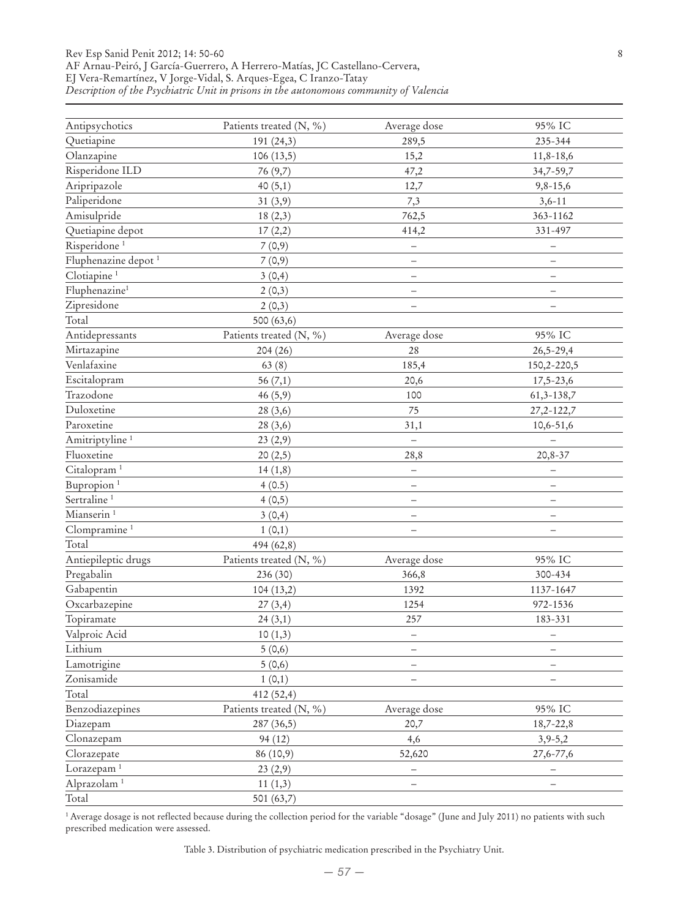| Antipsychotics | Patients treated (N, %) | Average dose | 95% IC |
|---|---|---|---|
| Quetiapine | 191 (24,3) | 289,5 | 235-344 |
| Olanzapine | 106 (13,5) | 15,2 | 11,8-18,6 |
| Risperidone ILD | 76 (9,7) | 47,2 | 34,7-59,7 |
| Aripripazole | 40 (5,1) | 12,7 | 9,8-15,6 |
| Paliperidone | 31 (3,9) | 7,3 | 3,6-11 |
| Amisulpride | 18 (2,3) | 762,5 | 363-1162 |
| Quetiapine depot | 17 (2,2) | 414,2 | 331-497 |
| Risperidone [1] | 7 (0,9) | – | – |
| Fluphenazine depot [1] | 7 (0,9) | – | – |
| Clotiapine [1] | 3 (0,4) | – | – |
| Fluphenazine[1] | 2 (0,3) | – | – |
| Zipresidone | 2 (0,3) | – | – |
| Total | 500 (63,6) | | |
| Antidepressants | Patients treated (N, %) | Average dose | 95% IC |
| Mirtazapine | 204 (26) | 28 | 26,5-29,4 |
| Venlafaxine | 63 (8) | 185,4 | 150,2-220,5 |
| Escitalopram | 56 (7,1) | 20,6 | 17,5-23,6 |
| Trazodone | 46 (5,9) | 100 | 61,3-138,7 |
| Duloxetine | 28 (3,6) | 75 | 27,2-122,7 |
| Paroxetine | 28 (3,6) | 31,1 | 10,6-51,6 |
| Amitriptyline [1] | 23 (2,9) | – | – |
| Fluoxetine | 20 (2,5) | 28,8 | 20,8-37 |
| Citalopram [1] | 14 (1,8) | – | – |
| Bupropion [1] | 4 (0.5) | – | – |
| Sertraline [1] | 4 (0,5) | – | – |
| Mianserin [1] | 3 (0,4) | – | – |
| Clompramine [1] | 1 (0,1) | – | – |
| Total | 494 (62,8) | | |
| Antiepileptic drugs | Patients treated (N, %) | Average dose | 95% IC |
| Pregabalin | 236 (30) | 366,8 | 300-434 |
| Gabapentin | 104 (13,2) | 1392 | 1137-1647 |
| Oxcarbazepine | 27 (3,4) | 1254 | 972-1536 |
| Topiramate | 24 (3,1) | 257 | 183-331 |
| Valproic Acid | 10 (1,3) | – | – |
| Lithium | 5 (0,6) | – | – |
| Lamotrigine | 5 (0,6) | – | – |
| Zonisamide | 1 (0,1) | – | – |
| Total | 412 (52,4) | | |
| Benzodiazepines | Patients treated (N, %) | Average dose | 95% IC |
| Diazepam | 287 (36,5) | 20,7 | 18,7-22,8 |
| Clonazepam | 94 (12) | 4,6 | 3,9-5,2 |
| Clorazepate | 86 (10,9) | 52,620 | 27,6-77,6 |
| Lorazepam [1] | 23 (2,9) | – | – |
| Alprazolam [1] | 11 (1,3) | – | – |
| Total | 501 (63,7) | | |

[1] Average dosage is not reflected because during the collection period for the variable "dosage" (June and July 2011) no patients with such prescribed medication were assessed.

Table 3. Distribution of psychiatric medication prescribed in the Psychiatry Unit.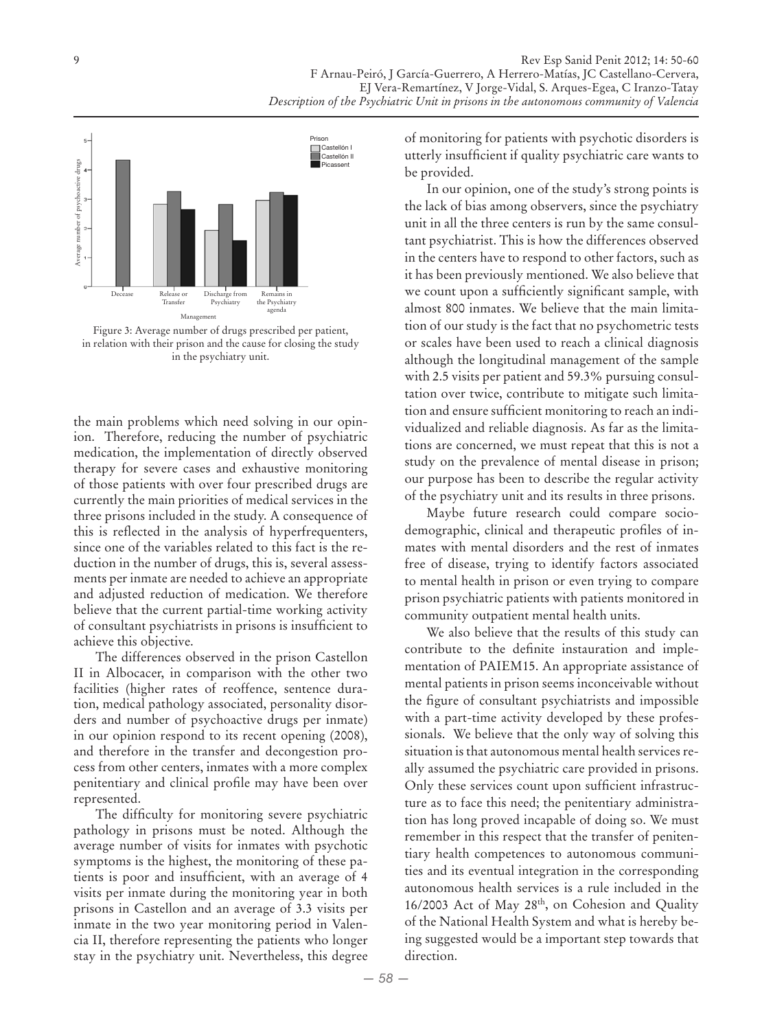Figure 3: Average number of drugs prescribed per patient, in relation with their prison and the cause for closing the study in the psychiatry unit.

the main problems which need solving in our opinion. Therefore, reducing the number of psychiatric medication, the implementation of directly observed therapy for severe cases and exhaustive monitoring of those patients with over four prescribed drugs are currently the main priorities of medical services in the three prisons included in the study. A consequence of this is reflected in the analysis of hyperfrequenters, since one of the variables related to this fact is the reduction in the number of drugs, this is, several assessments per inmate are needed to achieve an appropriate and adjusted reduction of medication. We therefore believe that the current partial-time working activity of consultant psychiatrists in prisons is insufficient to achieve this objective.

The differences observed in the prison Castellon II in Albocacer, in comparison with the other two facilities (higher rates of reoffence, sentence duration, medical pathology associated, personality disorders and number of psychoactive drugs per inmate) in our opinion respond to its recent opening (2008), and therefore in the transfer and decongestion process from other centers, inmates with a more complex penitentiary and clinical profile may have been over represented.

The difficulty for monitoring severe psychiatric pathology in prisons must be noted. Although the average number of visits for inmates with psychotic symptoms is the highest, the monitoring of these patients is poor and insufficient, with an average of 4 visits per inmate during the monitoring year in both prisons in Castellon and an average of 3.3 visits per inmate in the two year monitoring period in Valencia II, therefore representing the patients who longer stay in the psychiatry unit. Nevertheless, this degree of monitoring for patients with psychotic disorders is utterly insufficient if quality psychiatric care wants to be provided.

In our opinion, one of the study's strong points is the lack of bias among observers, since the psychiatry unit in all the three centers is run by the same consultant psychiatrist. This is how the differences observed in the centers have to respond to other factors, such as it has been previously mentioned. We also believe that we count upon a sufficiently significant sample, with almost 800 inmates. We believe that the main limitation of our study is the fact that no psychometric tests or scales have been used to reach a clinical diagnosis although the longitudinal management of the sample with 2.5 visits per patient and 59.3% pursuing consultation over twice, contribute to mitigate such limitation and ensure sufficient monitoring to reach an individualized and reliable diagnosis. As far as the limitations are concerned, we must repeat that this is not a study on the prevalence of mental disease in prison; our purpose has been to describe the regular activity of the psychiatry unit and its results in three prisons.

Maybe future research could compare socio-demographic, clinical and therapeutic profiles of inmates with mental disorders and the rest of inmates free of disease, trying to identify factors associated to mental health in prison or even trying to compare prison psychiatric patients with patients monitored in community outpatient mental health units.

We also believe that the results of this study can contribute to the definite instauration and implementation of PAIEM15. An appropriate assistance of mental patients in prison seems inconceivable without the figure of consultant psychiatrists and impossible with a part-time activity developed by these professionals. We believe that the only way of solving this situation is that autonomous mental health services really assumed the psychiatric care provided in prisons. Only these services count upon sufficient infrastructure as to face this need; the penitentiary administration has long proved incapable of doing so. We must remember in this respect that the transfer of penitentiary health competences to autonomous communities and its eventual integration in the corresponding autonomous health services is a rule included in the 16/2003 Act of May 28th, on Cohesion and Quality of the National Health System and what is hereby being suggested would be a important step towards that direction.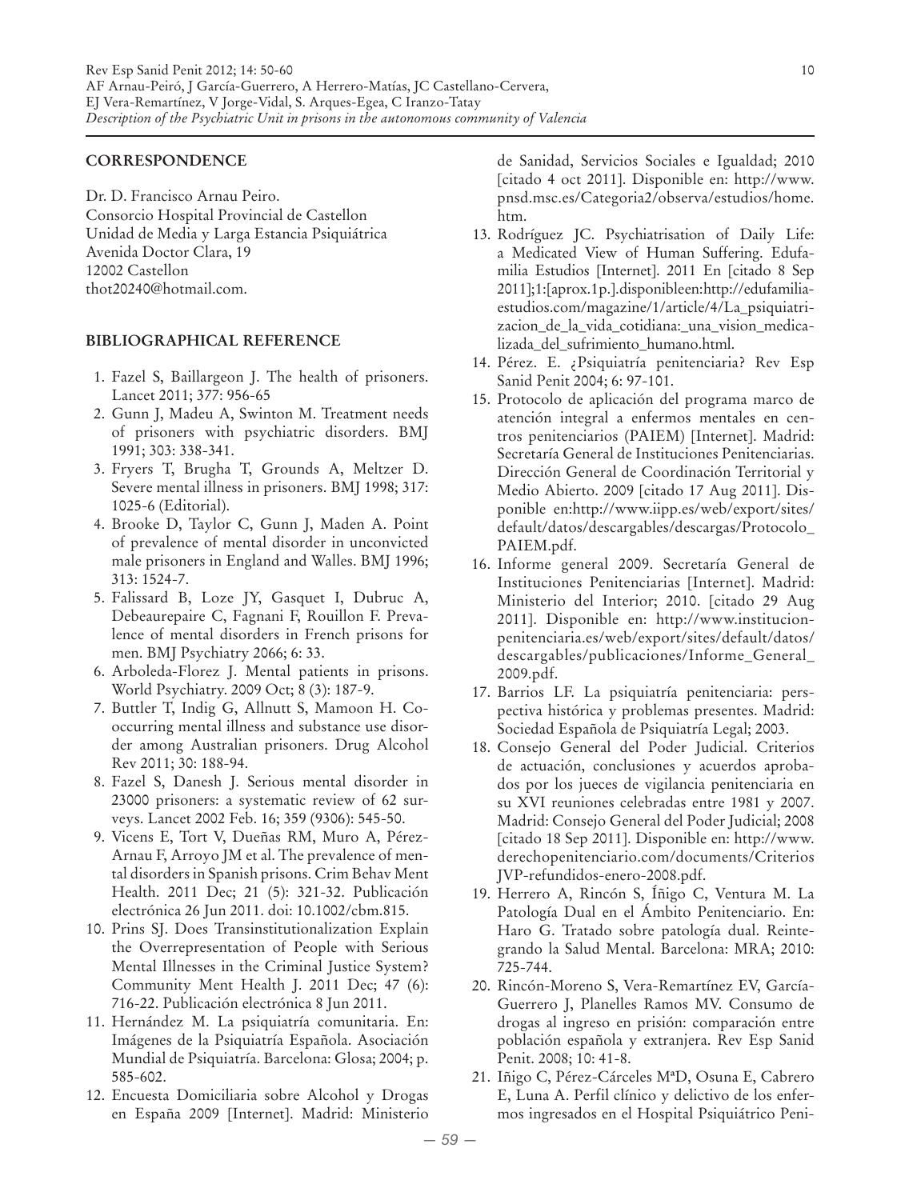## CORRESPONDENCE

Dr. D. Francisco Arnau Peiro.
Consorcio Hospital Provincial de Castellon
Unidad de Media y Larga Estancia Psiquiátrica
Avenida Doctor Clara, 19
12002 Castellon
thot20240@hotmail.com.

## BIBLIOGRAPHICAL REFERENCE

1. Fazel S, Baillargeon J. The health of prisoners. Lancet 2011; 377: 956-65
2. Gunn J, Madeu A, Swinton M. Treatment needs of prisoners with psychiatric disorders. BMJ 1991; 303: 338-341.
3. Fryers T, Brugha T, Grounds A, Meltzer D. Severe mental illness in prisoners. BMJ 1998; 317: 1025-6 (Editorial).
4. Brooke D, Taylor C, Gunn J, Maden A. Point of prevalence of mental disorder in unconvicted male prisoners in England and Walles. BMJ 1996; 313: 1524-7.
5. Falissard B, Loze JY, Gasquet I, Dubruc A, Debeaurepaire C, Fagnani F, Rouillon F. Prevalence of mental disorders in French prisons for men. BMJ Psychiatry 2066; 6: 33.
6. Arboleda-Florez J. Mental patients in prisons. World Psychiatry. 2009 Oct; 8 (3): 187-9.
7. Buttler T, Indig G, Allnutt S, Mamoon H. Co-occurring mental illness and substance use disorder among Australian prisoners. Drug Alcohol Rev 2011; 30: 188-94.
8. Fazel S, Danesh J. Serious mental disorder in 23000 prisoners: a systematic review of 62 surveys. Lancet 2002 Feb. 16; 359 (9306): 545-50.
9. Vicens E, Tort V, Dueñas RM, Muro A, Pérez-Arnau F, Arroyo JM et al. The prevalence of mental disorders in Spanish prisons. Crim Behav Ment Health. 2011 Dec; 21 (5): 321-32. Publicación electrónica 26 Jun 2011. doi: 10.1002/cbm.815.
10. Prins SJ. Does Transinstitutionalization Explain the Overrepresentation of People with Serious Mental Illnesses in the Criminal Justice System? Community Ment Health J. 2011 Dec; 47 (6): 716-22. Publicación electrónica 8 Jun 2011.
11. Hernández M. La psiquiatría comunitaria. En: Imágenes de la Psiquiatría Española. Asociación Mundial de Psiquiatría. Barcelona: Glosa; 2004; p. 585-602.
12. Encuesta Domiciliaria sobre Alcohol y Drogas en España 2009 [Internet]. Madrid: Ministerio de Sanidad, Servicios Sociales e Igualdad; 2010 [citado 4 oct 2011]. Disponible en: http://www.pnsd.msc.es/Categoria2/observa/estudios/home.htm.
13. Rodríguez JC. Psychiatrisation of Daily Life: a Medicated View of Human Suffering. Edufamilia Estudios [Internet]. 2011 En [citado 8 Sep 2011];1:[aprox.1p.].disponibleen:http://edufamilia-estudios.com/magazine/1/article/4/La_psiquiatrizacion_de_la_vida_cotidiana:_una_vision_medicalizada_del_sufrimiento_humano.html.
14. Pérez. E. ¿Psiquiatría penitenciaria? Rev Esp Sanid Penit 2004; 6: 97-101.
15. Protocolo de aplicación del programa marco de atención integral a enfermos mentales en centros penitenciarios (PAIEM) [Internet]. Madrid: Secretaría General de Instituciones Penitenciarias. Dirección General de Coordinación Territorial y Medio Abierto. 2009 [citado 17 Aug 2011]. Disponible en:http://www.iipp.es/web/export/sites/default/datos/descargables/descargas/Protocolo_PAIEM.pdf.
16. Informe general 2009. Secretaría General de Instituciones Penitenciarias [Internet]. Madrid: Ministerio del Interior; 2010. [citado 29 Aug 2011]. Disponible en: http://www.institucionpenitenciaria.es/web/export/sites/default/datos/descargables/publicaciones/Informe_General_2009.pdf.
17. Barrios LF. La psiquiatría penitenciaria: perspectiva histórica y problemas presentes. Madrid: Sociedad Española de Psiquiatría Legal; 2003.
18. Consejo General del Poder Judicial. Criterios de actuación, conclusiones y acuerdos aprobados por los jueces de vigilancia penitenciaria en su XVI reuniones celebradas entre 1981 y 2007. Madrid: Consejo General del Poder Judicial; 2008 [citado 18 Sep 2011]. Disponible en: http://www.derechopenitenciario.com/documents/Criterios JVP-refundidos-enero-2008.pdf.
19. Herrero A, Rincón S, Íñigo C, Ventura M. La Patología Dual en el Ámbito Penitenciario. En: Haro G. Tratado sobre patología dual. Reintegrando la Salud Mental. Barcelona: MRA; 2010: 725-744.
20. Rincón-Moreno S, Vera-Remartínez EV, García-Guerrero J, Planelles Ramos MV. Consumo de drogas al ingreso en prisión: comparación entre población española y extranjera. Rev Esp Sanid Penit. 2008; 10: 41-8.
21. Iñigo C, Pérez-Cárceles MªD, Osuna E, Cabrero E, Luna A. Perfil clínico y delictivo de los enfermos ingresados en el Hospital Psiquiátrico Peni-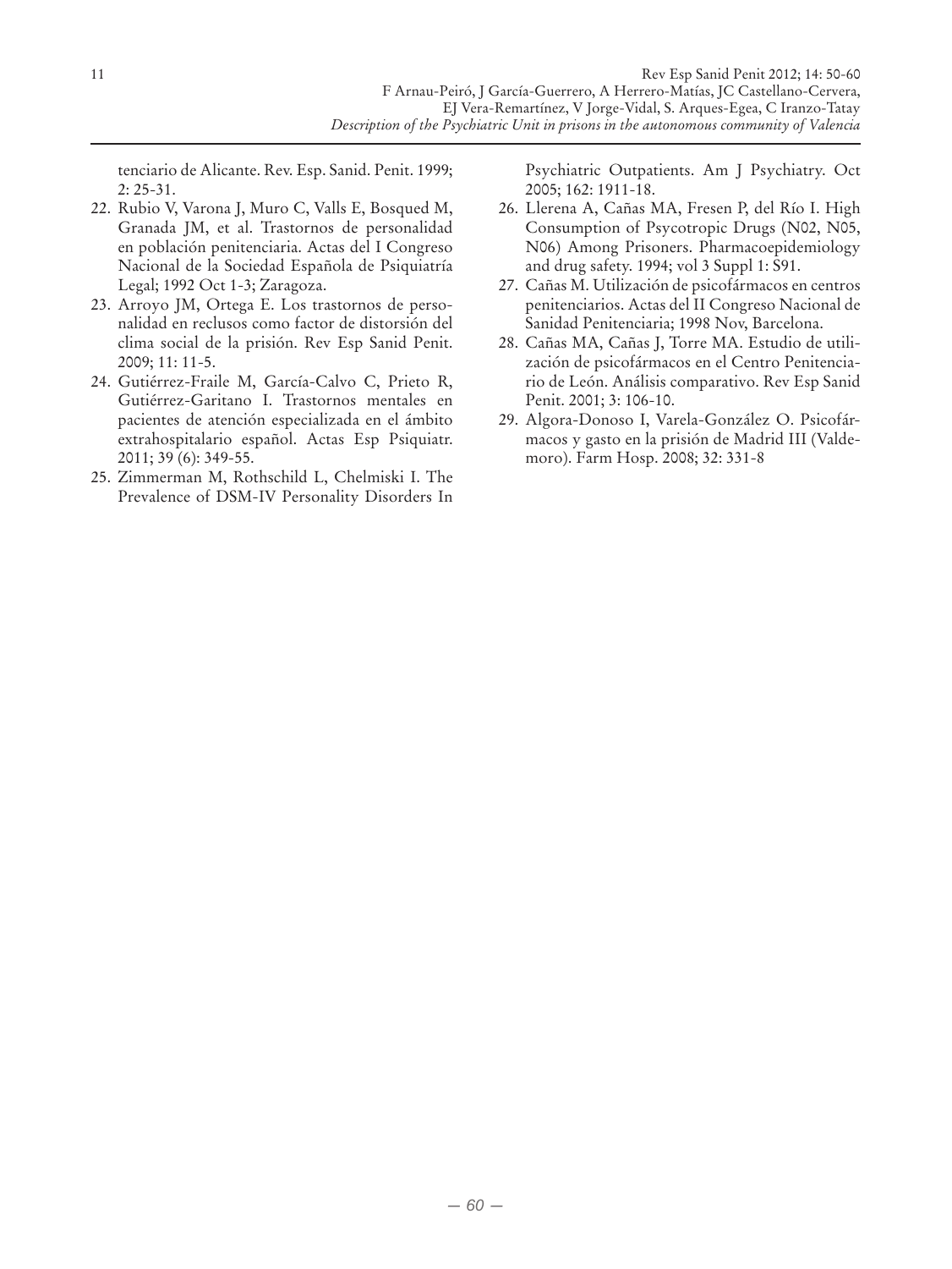tenciario de Alicante. Rev. Esp. Sanid. Penit. 1999; 2: 25-31.

22. Rubio V, Varona J, Muro C, Valls E, Bosqued M, Granada JM, et al. Trastornos de personalidad en población penitenciaria. Actas del I Congreso Nacional de la Sociedad Española de Psiquiatría Legal; 1992 Oct 1-3; Zaragoza.
23. Arroyo JM, Ortega E. Los trastornos de personalidad en reclusos como factor de distorsión del clima social de la prisión. Rev Esp Sanid Penit. 2009; 11: 11-5.
24. Gutiérrez-Fraile M, García-Calvo C, Prieto R, Gutiérrez-Garitano I. Trastornos mentales en pacientes de atención especializada en el ámbito extrahospitalario español. Actas Esp Psiquiatr. 2011; 39 (6): 349-55.
25. Zimmerman M, Rothschild L, Chelmiski I. The Prevalence of DSM-IV Personality Disorders In Psychiatric Outpatients. Am J Psychiatry. Oct 2005; 162: 1911-18.
26. Llerena A, Cañas MA, Fresen P, del Río I. High Consumption of Psycotropic Drugs (N02, N05, N06) Among Prisoners. Pharmacoepidemiology and drug safety. 1994; vol 3 Suppl 1: S91.
27. Cañas M. Utilización de psicofármacos en centros penitenciarios. Actas del II Congreso Nacional de Sanidad Penitenciaria; 1998 Nov, Barcelona.
28. Cañas MA, Cañas J, Torre MA. Estudio de utilización de psicofármacos en el Centro Penitenciario de León. Análisis comparativo. Rev Esp Sanid Penit. 2001; 3: 106-10.
29. Algora-Donoso I, Varela-González O. Psicofármacos y gasto en la prisión de Madrid III (Valdemoro). Farm Hosp. 2008; 32: 331-8